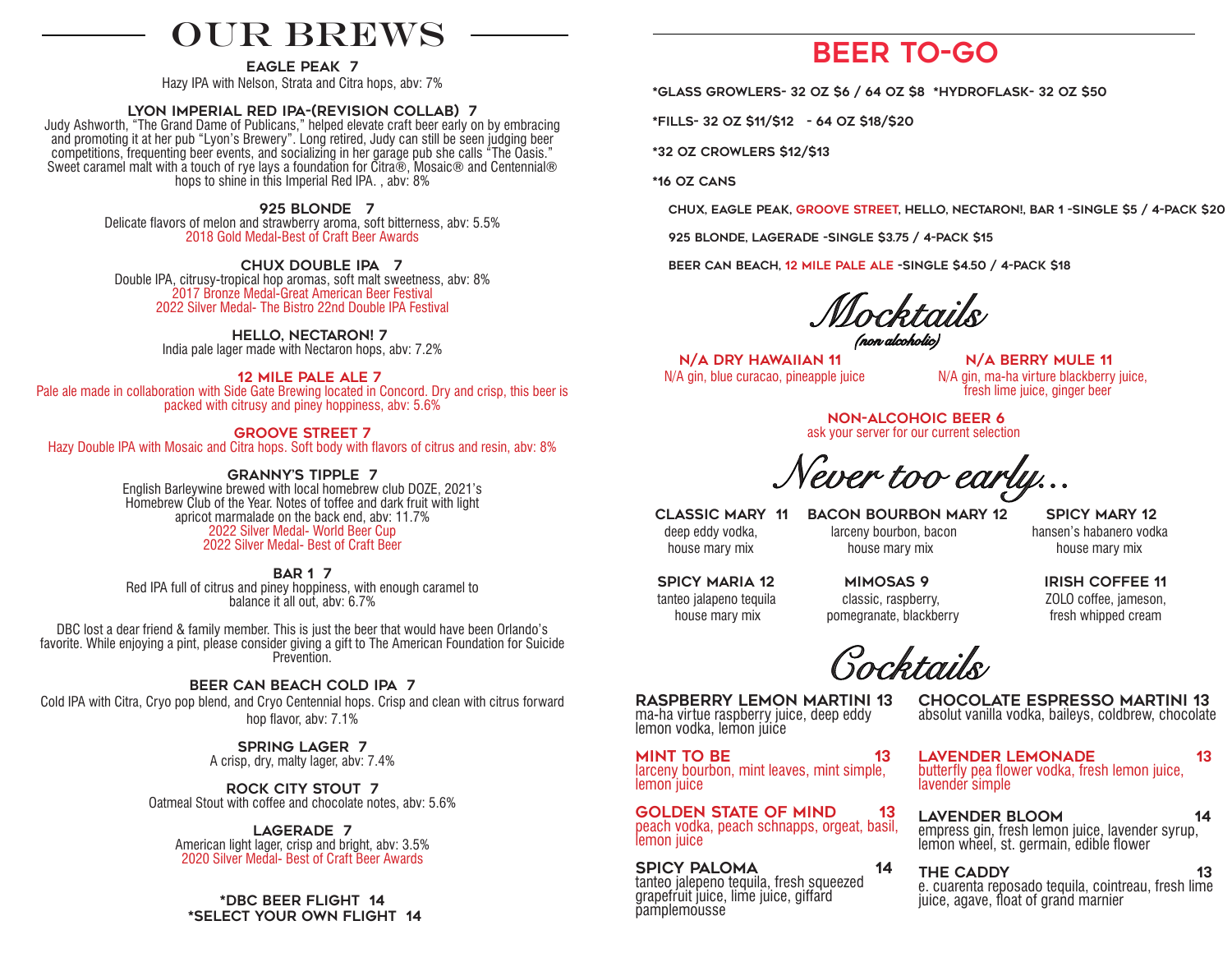# OUR BREWS

**EAGLE PEAK 7**
Hazy IPA with Nelson, Strata and Citra hops, abv: 7%

**LYON IMPERIAL RED IPA-(REVISION COLLAB) 7**
Judy Ashworth, "The Grand Dame of Publicans," helped elevate craft beer early on by embracing and promoting it at her pub "Lyon's Brewery". Long retired, Judy can still be seen judging beer competitions, frequenting beer events, and socializing in her garage pub she calls "The Oasis." Sweet caramel malt with a touch of rye lays a foundation for Citra®, Mosaic® and Centennial® hops to shine in this Imperial Red IPA. , abv: 8%

**925 BLONDE 7**
Delicate flavors of melon and strawberry aroma, soft bitterness, abv: 5.5%
2018 Gold Medal-Best of Craft Beer Awards

**CHUX DOUBLE IPA 7**
Double IPA, citrusy-tropical hop aromas, soft malt sweetness, abv: 8%
2017 Bronze Medal-Great American Beer Festival
2022 Silver Medal- The Bistro 22nd Double IPA Festival

**HELLO, NECTARON! 7**
India pale lager made with Nectaron hops, abv: 7.2%

**12 MILE PALE ALE 7**
Pale ale made in collaboration with Side Gate Brewing located in Concord. Dry and crisp, this beer is packed with citrusy and piney hoppiness, abv: 5.6%

**GROOVE STREET 7**
Hazy Double IPA with Mosaic and Citra hops. Soft body with flavors of citrus and resin, abv: 8%

**GRANNY'S TIPPLE 7**
English Barleywine brewed with local homebrew club DOZE, 2021's Homebrew Club of the Year. Notes of toffee and dark fruit with light apricot marmalade on the back end, abv: 11.7%
2022 Silver Medal- World Beer Cup
2022 Silver Medal- Best of Craft Beer

**BAR 1 7**
Red IPA full of citrus and piney hoppiness, with enough caramel to balance it all out, abv: 6.7%

DBC lost a dear friend & family member. This is just the beer that would have been Orlando's favorite. While enjoying a pint, please consider giving a gift to The American Foundation for Suicide Prevention.

**BEER CAN BEACH COLD IPA 7**
Cold IPA with Citra, Cryo pop blend, and Cryo Centennial hops. Crisp and clean with citrus forward hop flavor, abv: 7.1%

**SPRING LAGER 7**
A crisp, dry, malty lager, abv: 7.4%

**ROCK CITY STOUT 7**
Oatmeal Stout with coffee and chocolate notes, abv: 5.6%

**LAGERADE 7**
American light lager, crisp and bright, abv: 3.5%
2020 Silver Medal- Best of Craft Beer Awards

**\*DBC BEER FLIGHT 14**
**\*SELECT YOUR OWN FLIGHT 14**

# BEER TO-GO

*GLASS GROWLERS- 32 OZ $6 / 64 OZ $8 *HYDROFLASK- 32 OZ $50

*FILLS- 32 OZ $11/$12 - 64 OZ $18/$20

*32 OZ CROWLERS $12/$13

*16 OZ CANS

- CHUX, EAGLE PEAK, GROOVE STREET, HELLO, NECTARON!, BAR 1 -SINGLE $5 / 4-PACK $20
- 925 BLONDE, LAGERADE -SINGLE $3.75 / 4-PACK $15
- BEER CAN BEACH, 12 MILE PALE ALE -SINGLE $4.50 / 4-PACK $18

## Mocktails
*(non alcoholic)*

**N/A DRY HAWAIIAN 11**
N/A gin, blue curacao, pineapple juice

**N/A BERRY MULE 11**
N/A gin, ma-ha virture blackberry juice, fresh lime juice, ginger beer

**NON-ALCOHOIC BEER 6**
ask your server for our current selection

## Never too early...

**CLASSIC MARY 11**
deep eddy vodka, house mary mix

**BACON BOURBON MARY 12**
larceny bourbon, bacon house mary mix

**SPICY MARY 12**
hansen's habanero vodka house mary mix

**SPICY MARIA 12**
tanteo jalapeno tequila house mary mix

**MIMOSAS 9**
classic, raspberry, pomegranate, blackberry

**IRISH COFFEE 11**
ZOLO coffee, jameson, fresh whipped cream

## Cocktails

**RASPBERRY LEMON MARTINI 13**
ma-ha virtue raspberry juice, deep eddy lemon vodka, lemon juice

**MINT TO BE 13**
larceny bourbon, mint leaves, mint simple, lemon juice

**GOLDEN STATE OF MIND 13**
peach vodka, peach schnapps, orgeat, basil, lemon juice

**SPICY PALOMA 14**
tanteo jalepeno tequila, fresh squeezed grapefruit juice, lime juice, giffard pamplemousse

**CHOCOLATE ESPRESSO MARTINI 13**
absolut vanilla vodka, baileys, coldbrew, chocolate

**LAVENDER LEMONADE 13**
butterfly pea flower vodka, fresh lemon juice, lavender simple

**LAVENDER BLOOM 14**
empress gin, fresh lemon juice, lavender syrup, lemon wheel, st. germain, edible flower

**THE CADDY 13**
e. cuarenta reposado tequila, cointreau, fresh lime juice, agave, float of grand marnier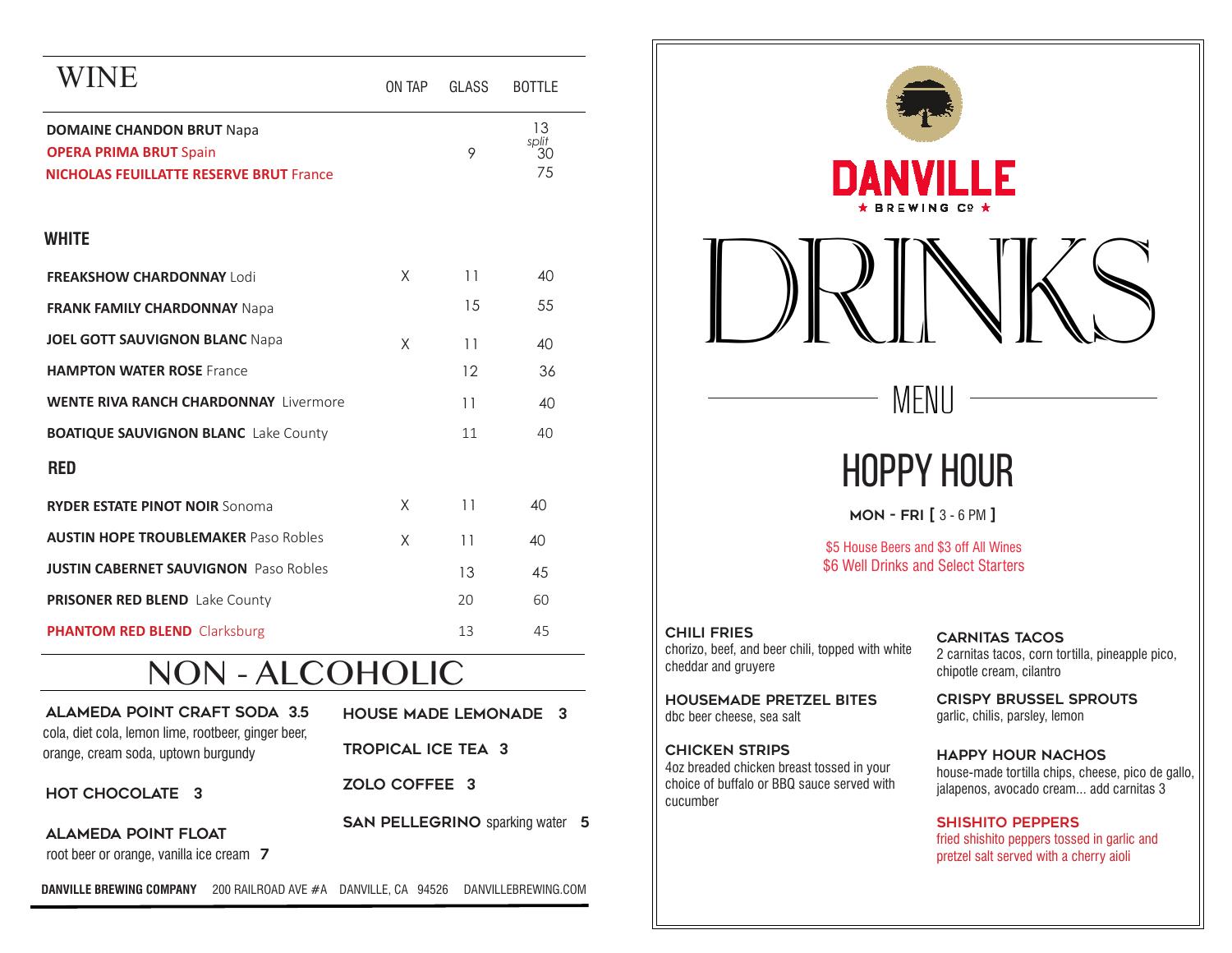# WINE

| | ON TAP | GLASS | BOTTLE |
|---|---|---|---|
| **DOMAINE CHANDON BRUT** Napa | | | 13 *split* |
| **OPERA PRIMA BRUT** Spain | | 9 | 30 |
| **NICHOLAS FEUILLATTE RESERVE BRUT** France | | | 75 |

## WHITE

| | ON TAP | GLASS | BOTTLE |
|---|---|---|---|
| **FREAKSHOW CHARDONNAY** Lodi | X | 11 | 40 |
| **FRANK FAMILY CHARDONNAY** Napa | | 15 | 55 |
| **JOEL GOTT SAUVIGNON BLANC** Napa | X | 11 | 40 |
| **HAMPTON WATER ROSE** France | | 12 | 36 |
| **WENTE RIVA RANCH CHARDONNAY** Livermore | | 11 | 40 |
| **BOATIQUE SAUVIGNON BLANC** Lake County | | 11 | 40 |

## RED

| | ON TAP | GLASS | BOTTLE |
|---|---|---|---|
| **RYDER ESTATE PINOT NOIR** Sonoma | X | 11 | 40 |
| **AUSTIN HOPE TROUBLEMAKER** Paso Robles | X | 11 | 40 |
| **JUSTIN CABERNET SAUVIGNON** Paso Robles | | 13 | 45 |
| **PRISONER RED BLEND** Lake County | | 20 | 60 |
| **PHANTOM RED BLEND** Clarksburg | | 13 | 45 |

# NON - ALCOHOLIC

**ALAMEDA POINT CRAFT SODA 3.5**
cola, diet cola, lemon lime, rootbeer, ginger beer, orange, cream soda, uptown burgundy

**HOT CHOCOLATE 3**

**ALAMEDA POINT FLOAT**
root beer or orange, vanilla ice cream **7**

**HOUSE MADE LEMONADE 3**

**TROPICAL ICE TEA 3**

**ZOLO COFFEE 3**

**SAN PELLEGRINO** sparking water **5**

**DANVILLE BREWING COMPANY** 200 RAILROAD AVE #A DANVILLE, CA 94526 DANVILLEBREWING.COM

---

DANVILLE
★ BREWING Co ★

# DRINKS

## MENU

## HOPPY HOUR

**MON - FRI [** 3 - 6 PM **]**

$5 House Beers and $3 off All Wines
$6 Well Drinks and Select Starters

**CHILI FRIES**
chorizo, beef, and beer chili, topped with white cheddar and gruyere

**HOUSEMADE PRETZEL BITES**
dbc beer cheese, sea salt

**CHICKEN STRIPS**
4oz breaded chicken breast tossed in your choice of buffalo or BBQ sauce served with cucumber

**CARNITAS TACOS**
2 carnitas tacos, corn tortilla, pineapple pico, chipotle cream, cilantro

**CRISPY BRUSSEL SPROUTS**
garlic, chilis, parsley, lemon

**HAPPY HOUR NACHOS**
house-made tortilla chips, cheese, pico de gallo, jalapenos, avocado cream... add carnitas 3

**SHISHITO PEPPERS**
fried shishito peppers tossed in garlic and pretzel salt served with a cherry aioli